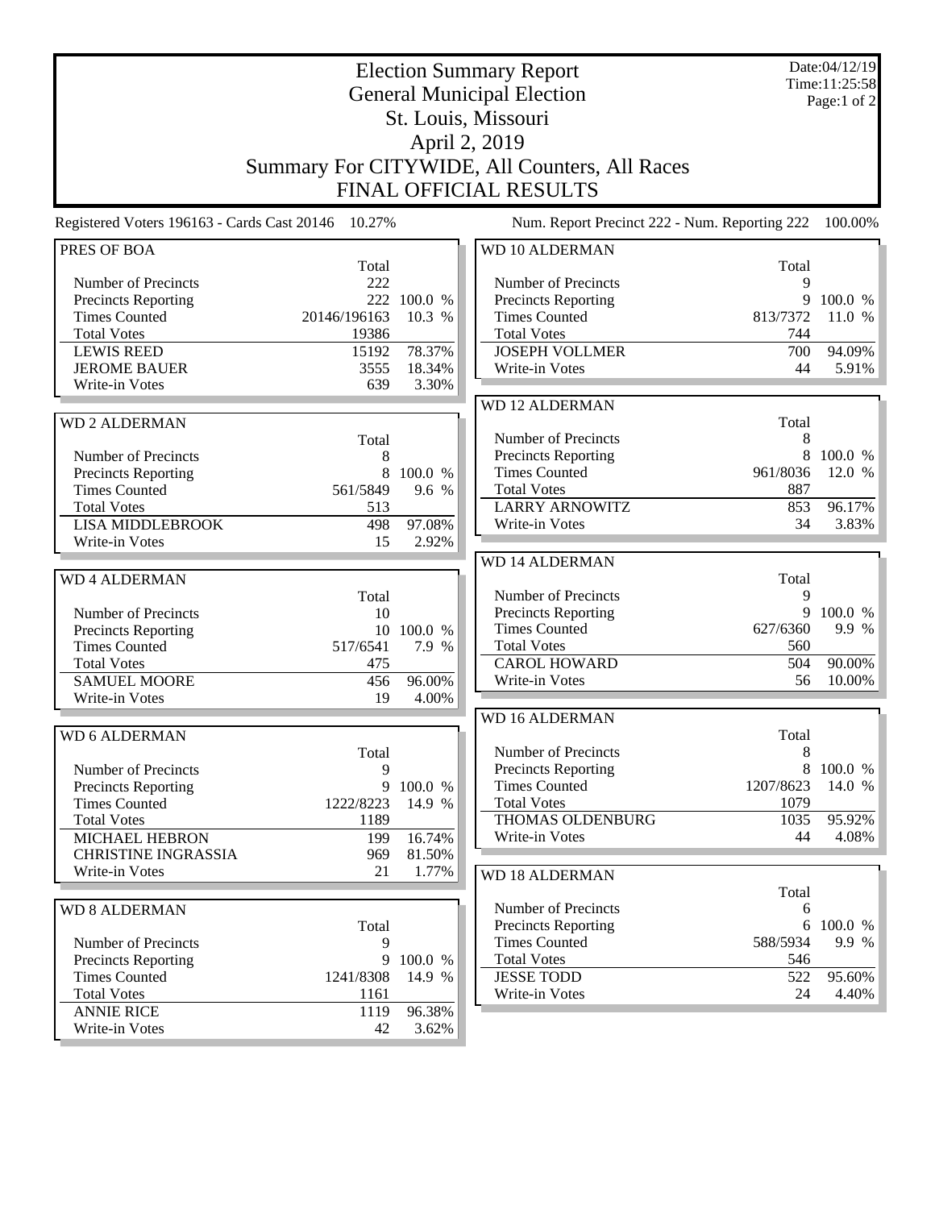# Election Summary Report

## General Municipal Election

## St. Louis, Missouri

## April 2, 2019

## Summary For CITYWIDE, All Counters, All Races

## FINAL OFFICIAL RESULTS

Date:04/12/19
Time:11:25:58

Registered Voters 196163 - Cards Cast 20146 10.27%

Num. Report Precinct 222 - Num. Reporting 222 100.00%

### PRES OF BOA

| | Total | |
|---|---|---|
| Number of Precincts | 222 | |
| Precincts Reporting | 222 | 100.0 % |
| Times Counted | 20146/196163 | 10.3 % |
| Total Votes | 19386 | |
| LEWIS REED | 15192 | 78.37% |
| JEROME BAUER | 3555 | 18.34% |
| Write-in Votes | 639 | 3.30% |

### WD 2 ALDERMAN

| | Total | |
|---|---|---|
| Number of Precincts | 8 | |
| Precincts Reporting | 8 | 100.0 % |
| Times Counted | 561/5849 | 9.6 % |
| Total Votes | 513 | |
| LISA MIDDLEBROOK | 498 | 97.08% |
| Write-in Votes | 15 | 2.92% |

### WD 4 ALDERMAN

| | Total | |
|---|---|---|
| Number of Precincts | 10 | |
| Precincts Reporting | 10 | 100.0 % |
| Times Counted | 517/6541 | 7.9 % |
| Total Votes | 475 | |
| SAMUEL MOORE | 456 | 96.00% |
| Write-in Votes | 19 | 4.00% |

### WD 6 ALDERMAN

| | Total | |
|---|---|---|
| Number of Precincts | 9 | |
| Precincts Reporting | 9 | 100.0 % |
| Times Counted | 1222/8223 | 14.9 % |
| Total Votes | 1189 | |
| MICHAEL HEBRON | 199 | 16.74% |
| CHRISTINE INGRASSIA | 969 | 81.50% |
| Write-in Votes | 21 | 1.77% |

### WD 8 ALDERMAN

| | Total | |
|---|---|---|
| Number of Precincts | 9 | |
| Precincts Reporting | 9 | 100.0 % |
| Times Counted | 1241/8308 | 14.9 % |
| Total Votes | 1161 | |
| ANNIE RICE | 1119 | 96.38% |
| Write-in Votes | 42 | 3.62% |

### WD 10 ALDERMAN

| | Total | |
|---|---|---|
| Number of Precincts | 9 | |
| Precincts Reporting | 9 | 100.0 % |
| Times Counted | 813/7372 | 11.0 % |
| Total Votes | 744 | |
| JOSEPH VOLLMER | 700 | 94.09% |
| Write-in Votes | 44 | 5.91% |

### WD 12 ALDERMAN

| | Total | |
|---|---|---|
| Number of Precincts | 8 | |
| Precincts Reporting | 8 | 100.0 % |
| Times Counted | 961/8036 | 12.0 % |
| Total Votes | 887 | |
| LARRY ARNOWITZ | 853 | 96.17% |
| Write-in Votes | 34 | 3.83% |

### WD 14 ALDERMAN

| | Total | |
|---|---|---|
| Number of Precincts | 9 | |
| Precincts Reporting | 9 | 100.0 % |
| Times Counted | 627/6360 | 9.9 % |
| Total Votes | 560 | |
| CAROL HOWARD | 504 | 90.00% |
| Write-in Votes | 56 | 10.00% |

### WD 16 ALDERMAN

| | Total | |
|---|---|---|
| Number of Precincts | 8 | |
| Precincts Reporting | 8 | 100.0 % |
| Times Counted | 1207/8623 | 14.0 % |
| Total Votes | 1079 | |
| THOMAS OLDENBURG | 1035 | 95.92% |
| Write-in Votes | 44 | 4.08% |

### WD 18 ALDERMAN

| | Total | |
|---|---|---|
| Number of Precincts | 6 | |
| Precincts Reporting | 6 | 100.0 % |
| Times Counted | 588/5934 | 9.9 % |
| Total Votes | 546 | |
| JESSE TODD | 522 | 95.60% |
| Write-in Votes | 24 | 4.40% |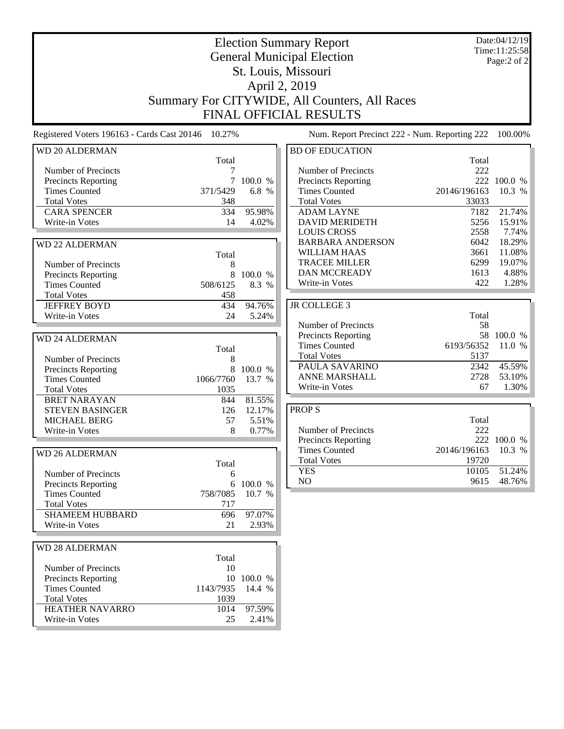# Election Summary Report

## General Municipal Election

## St. Louis, Missouri

## April 2, 2019

## Summary For CITYWIDE, All Counters, All Races

## FINAL OFFICIAL RESULTS

Date:04/12/19
Time:11:25:58

Registered Voters 196163 - Cards Cast 20146 10.27%

Num. Report Precinct 222 - Num. Reporting 222 100.00%

### WD 20 ALDERMAN

| | Total | |
|---|---|---|
| Number of Precincts | 7 | |
| Precincts Reporting | 7 | 100.0 % |
| Times Counted | 371/5429 | 6.8 % |
| Total Votes | 348 | |
| CARA SPENCER | 334 | 95.98% |
| Write-in Votes | 14 | 4.02% |

### WD 22 ALDERMAN

| | Total | |
|---|---|---|
| Number of Precincts | 8 | |
| Precincts Reporting | 8 | 100.0 % |
| Times Counted | 508/6125 | 8.3 % |
| Total Votes | 458 | |
| JEFFREY BOYD | 434 | 94.76% |
| Write-in Votes | 24 | 5.24% |

### WD 24 ALDERMAN

| | Total | |
|---|---|---|
| Number of Precincts | 8 | |
| Precincts Reporting | 8 | 100.0 % |
| Times Counted | 1066/7760 | 13.7 % |
| Total Votes | 1035 | |
| BRET NARAYAN | 844 | 81.55% |
| STEVEN BASINGER | 126 | 12.17% |
| MICHAEL BERG | 57 | 5.51% |
| Write-in Votes | 8 | 0.77% |

### WD 26 ALDERMAN

| | Total | |
|---|---|---|
| Number of Precincts | 6 | |
| Precincts Reporting | 6 | 100.0 % |
| Times Counted | 758/7085 | 10.7 % |
| Total Votes | 717 | |
| SHAMEEM HUBBARD | 696 | 97.07% |
| Write-in Votes | 21 | 2.93% |

### WD 28 ALDERMAN

| | Total | |
|---|---|---|
| Number of Precincts | 10 | |
| Precincts Reporting | 10 | 100.0 % |
| Times Counted | 1143/7935 | 14.4 % |
| Total Votes | 1039 | |
| HEATHER NAVARRO | 1014 | 97.59% |
| Write-in Votes | 25 | 2.41% |

### BD OF EDUCATION

| | Total | |
|---|---|---|
| Number of Precincts | 222 | |
| Precincts Reporting | 222 | 100.0 % |
| Times Counted | 20146/196163 | 10.3 % |
| Total Votes | 33033 | |
| ADAM LAYNE | 7182 | 21.74% |
| DAVID MERIDETH | 5256 | 15.91% |
| LOUIS CROSS | 2558 | 7.74% |
| BARBARA ANDERSON | 6042 | 18.29% |
| WILLIAM HAAS | 3661 | 11.08% |
| TRACEE MILLER | 6299 | 19.07% |
| DAN MCCREADY | 1613 | 4.88% |
| Write-in Votes | 422 | 1.28% |

### JR COLLEGE 3

| | Total | |
|---|---|---|
| Number of Precincts | 58 | |
| Precincts Reporting | 58 | 100.0 % |
| Times Counted | 6193/56352 | 11.0 % |
| Total Votes | 5137 | |
| PAULA SAVARINO | 2342 | 45.59% |
| ANNE MARSHALL | 2728 | 53.10% |
| Write-in Votes | 67 | 1.30% |

### PROP S

| | Total | |
|---|---|---|
| Number of Precincts | 222 | |
| Precincts Reporting | 222 | 100.0 % |
| Times Counted | 20146/196163 | 10.3 % |
| Total Votes | 19720 | |
| YES | 10105 | 51.24% |
| NO | 9615 | 48.76% |